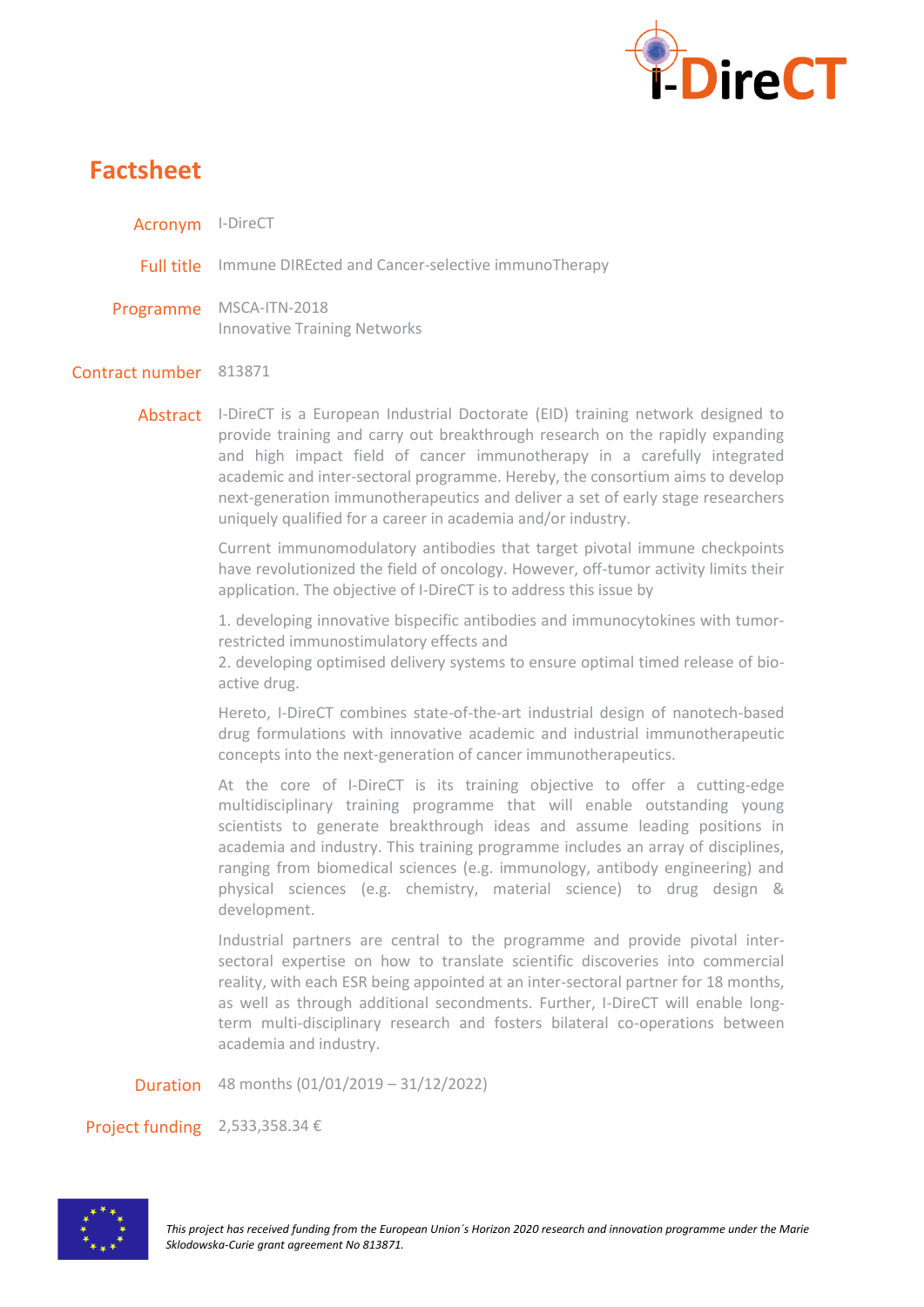# Factsheet

**Acronym** I-DireCT

**Full title** Immune DIREcted and Cancer-selective immunoTherapy

**Programme** MSCA-ITN-2018
Innovative Training Networks

**Contract number** 813871

**Abstract** I-DireCT is a European Industrial Doctorate (EID) training network designed to provide training and carry out breakthrough research on the rapidly expanding and high impact field of cancer immunotherapy in a carefully integrated academic and inter-sectoral programme. Hereby, the consortium aims to develop next-generation immunotherapeutics and deliver a set of early stage researchers uniquely qualified for a career in academia and/or industry.

Current immunomodulatory antibodies that target pivotal immune checkpoints have revolutionized the field of oncology. However, off-tumor activity limits their application. The objective of I-DireCT is to address this issue by

1. developing innovative bispecific antibodies and immunocytokines with tumor-restricted immunostimulatory effects and
2. developing optimised delivery systems to ensure optimal timed release of bio-active drug.

Hereto, I-DireCT combines state-of-the-art industrial design of nanotech-based drug formulations with innovative academic and industrial immunotherapeutic concepts into the next-generation of cancer immunotherapeutics.

At the core of I-DireCT is its training objective to offer a cutting-edge multidisciplinary training programme that will enable outstanding young scientists to generate breakthrough ideas and assume leading positions in academia and industry. This training programme includes an array of disciplines, ranging from biomedical sciences (e.g. immunology, antibody engineering) and physical sciences (e.g. chemistry, material science) to drug design & development.

Industrial partners are central to the programme and provide pivotal inter-sectoral expertise on how to translate scientific discoveries into commercial reality, with each ESR being appointed at an inter-sectoral partner for 18 months, as well as through additional secondments. Further, I-DireCT will enable long-term multi-disciplinary research and fosters bilateral co-operations between academia and industry.

**Duration** 48 months (01/01/2019 – 31/12/2022)

**Project funding** 2,533,358.34 €

*This project has received funding from the European Union´s Horizon 2020 research and innovation programme under the Marie Sklodowska-Curie grant agreement No 813871.*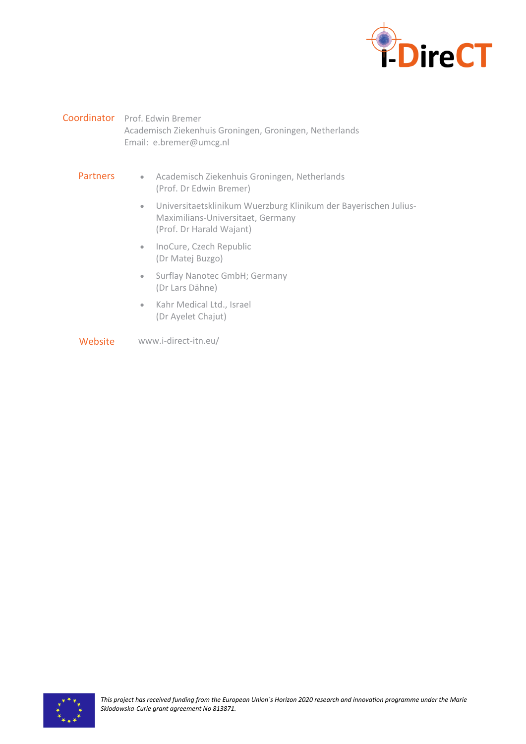**Coordinator**
Prof. Edwin Bremer
Academisch Ziekenhuis Groningen, Groningen, Netherlands
Email: e.bremer@umcg.nl

**Partners**

- Academisch Ziekenhuis Groningen, Netherlands
  (Prof. Dr Edwin Bremer)
- Universitaetsklinikum Wuerzburg Klinikum der Bayerischen Julius-Maximilians-Universitaet, Germany
  (Prof. Dr Harald Wajant)
- InoCure, Czech Republic
  (Dr Matej Buzgo)
- Surflay Nanotec GmbH; Germany
  (Dr Lars Dähne)
- Kahr Medical Ltd., Israel
  (Dr Ayelet Chajut)

**Website**
www.i-direct-itn.eu/

*This project has received funding from the European Union´s Horizon 2020 research and innovation programme under the Marie Sklodowska-Curie grant agreement No 813871.*